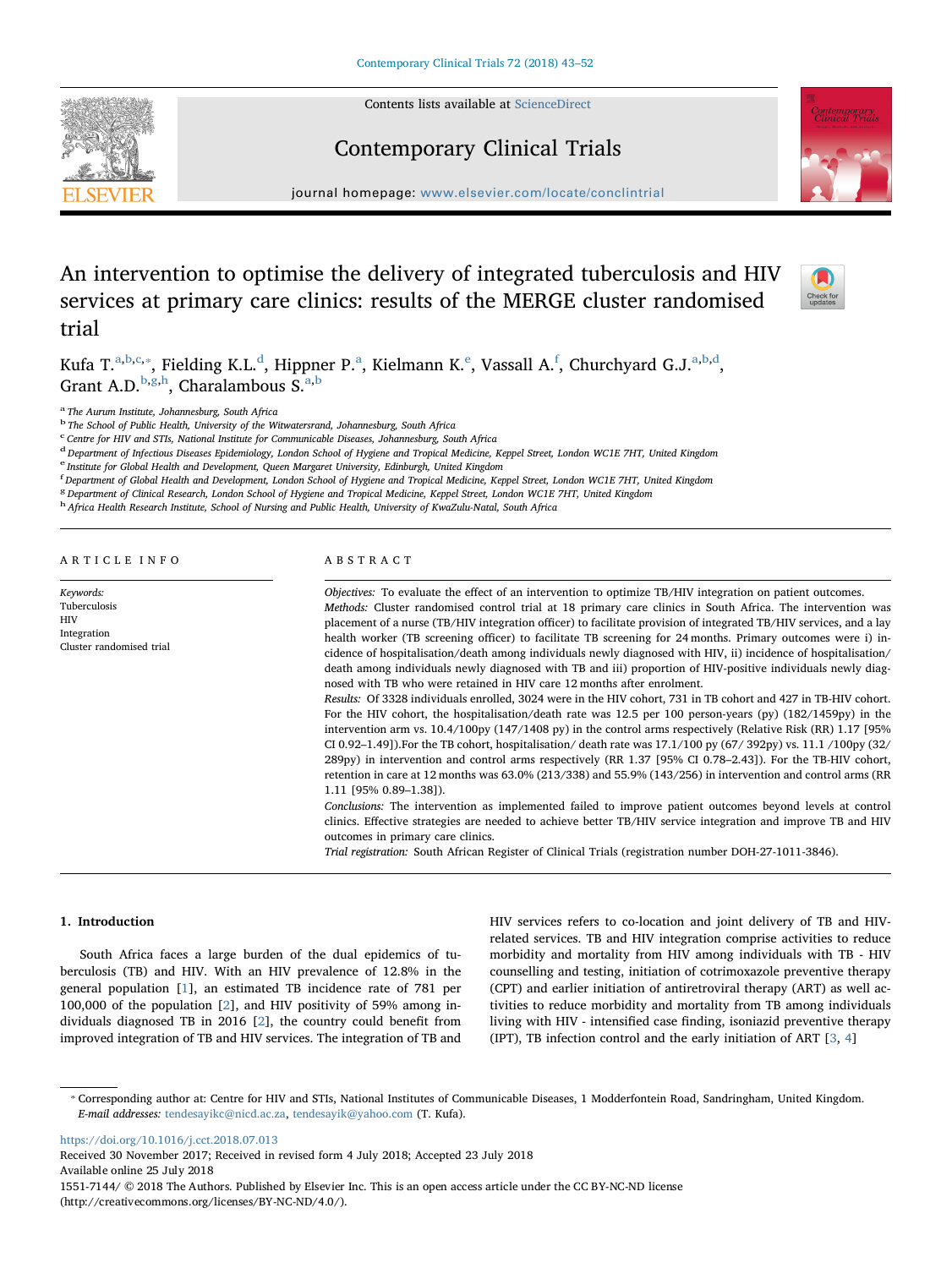Contents lists available at ScienceDirect

Contemporary Clinical Trials

journal homepage: www.elsevier.com/locate/conclintrial

# An intervention to optimise the delivery of integrated tuberculosis and HIV services at primary care clinics: results of the MERGE cluster randomised trial

Kufa T.[a,b,c,*], Fielding K.L.[d], Hippner P.[a], Kielmann K.[e], Vassall A.[f], Churchyard G.J.[a,b,d], Grant A.D.[b,g,h], Charalambous S.[a,b]

[a] The Aurum Institute, Johannesburg, South Africa
[b] The School of Public Health, University of the Witwatersrand, Johannesburg, South Africa
[c] Centre for HIV and STIs, National Institute for Communicable Diseases, Johannesburg, South Africa
[d] Department of Infectious Diseases Epidemiology, London School of Hygiene and Tropical Medicine, Keppel Street, London WC1E 7HT, United Kingdom
[e] Institute for Global Health and Development, Queen Margaret University, Edinburgh, United Kingdom
[f] Department of Global Health and Development, London School of Hygiene and Tropical Medicine, Keppel Street, London WC1E 7HT, United Kingdom
[g] Department of Clinical Research, London School of Hygiene and Tropical Medicine, Keppel Street, London WC1E 7HT, United Kingdom
[h] Africa Health Research Institute, School of Nursing and Public Health, University of KwaZulu-Natal, South Africa

## ARTICLE INFO

*Keywords:*
Tuberculosis
HIV
Integration
Cluster randomised trial

## ABSTRACT

*Objectives:* To evaluate the effect of an intervention to optimize TB/HIV integration on patient outcomes.

*Methods:* Cluster randomised control trial at 18 primary care clinics in South Africa. The intervention was placement of a nurse (TB/HIV integration officer) to facilitate provision of integrated TB/HIV services, and a lay health worker (TB screening officer) to facilitate TB screening for 24 months. Primary outcomes were i) incidence of hospitalisation/death among individuals newly diagnosed with HIV, ii) incidence of hospitalisation/death among individuals newly diagnosed with TB and iii) proportion of HIV-positive individuals newly diagnosed with TB who were retained in HIV care 12 months after enrolment.

*Results:* Of 3328 individuals enrolled, 3024 were in the HIV cohort, 731 in TB cohort and 427 in TB-HIV cohort. For the HIV cohort, the hospitalisation/death rate was 12.5 per 100 person-years (py) (182/1459py) in the intervention arm vs. 10.4/100py (147/1408 py) in the control arms respectively (Relative Risk (RR) 1.17 [95% CI 0.92–1.49]).For the TB cohort, hospitalisation/ death rate was 17.1/100 py (67/ 392py) vs. 11.1 /100py (32/ 289py) in intervention and control arms respectively (RR 1.37 [95% CI 0.78–2.43]). For the TB-HIV cohort, retention in care at 12 months was 63.0% (213/338) and 55.9% (143/256) in intervention and control arms (RR 1.11 [95% 0.89–1.38]).

*Conclusions:* The intervention as implemented failed to improve patient outcomes beyond levels at control clinics. Effective strategies are needed to achieve better TB/HIV service integration and improve TB and HIV outcomes in primary care clinics.

*Trial registration:* South African Register of Clinical Trials (registration number DOH-27-1011-3846).

## 1. Introduction

South Africa faces a large burden of the dual epidemics of tuberculosis (TB) and HIV. With an HIV prevalence of 12.8% in the general population [1], an estimated TB incidence rate of 781 per 100,000 of the population [2], and HIV positivity of 59% among individuals diagnosed TB in 2016 [2], the country could benefit from improved integration of TB and HIV services. The integration of TB and HIV services refers to co-location and joint delivery of TB and HIV-related services. TB and HIV integration comprise activities to reduce morbidity and mortality from HIV among individuals with TB - HIV counselling and testing, initiation of cotrimoxazole preventive therapy (CPT) and earlier initiation of antiretroviral therapy (ART) as well activities to reduce morbidity and mortality from TB among individuals living with HIV - intensified case finding, isoniazid preventive therapy (IPT), TB infection control and the early initiation of ART [3, 4]

* Corresponding author at: Centre for HIV and STIs, National Institutes of Communicable Diseases, 1 Modderfontein Road, Sandringham, United Kingdom.
*E-mail addresses:* tendesayikc@nicd.ac.za, tendesayik@yahoo.com (T. Kufa).

https://doi.org/10.1016/j.cct.2018.07.013
Received 30 November 2017; Received in revised form 4 July 2018; Accepted 23 July 2018
Available online 25 July 2018
1551-7144/ © 2018 The Authors. Published by Elsevier Inc. This is an open access article under the CC BY-NC-ND license (http://creativecommons.org/licenses/BY-NC-ND/4.0/).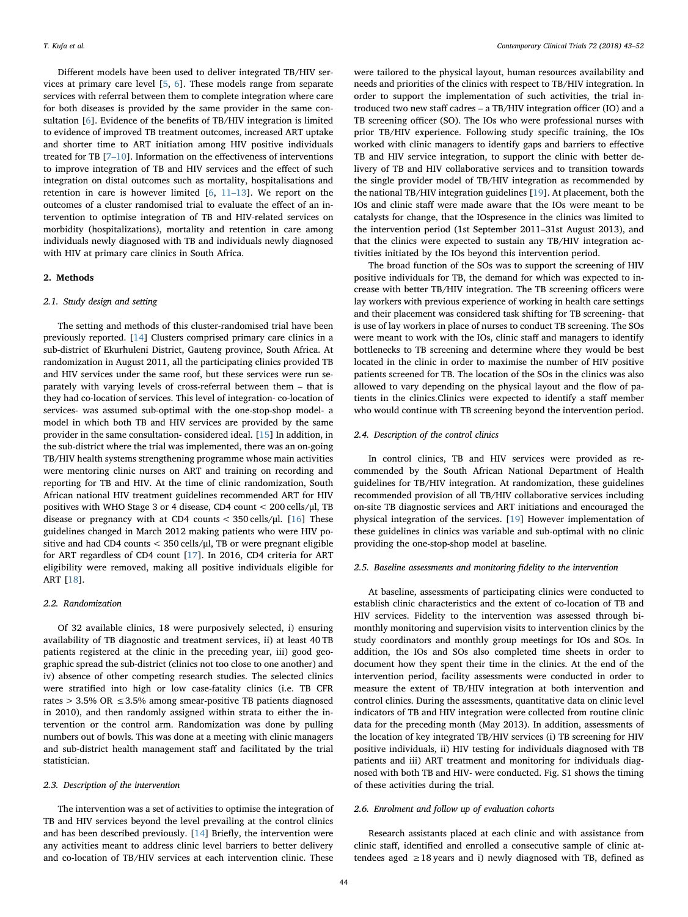Different models have been used to deliver integrated TB/HIV services at primary care level [5, 6]. These models range from separate services with referral between them to complete integration where care for both diseases is provided by the same provider in the same consultation [6]. Evidence of the benefits of TB/HIV integration is limited to evidence of improved TB treatment outcomes, increased ART uptake and shorter time to ART initiation among HIV positive individuals treated for TB [7–10]. Information on the effectiveness of interventions to improve integration of TB and HIV services and the effect of such integration on distal outcomes such as mortality, hospitalisations and retention in care is however limited [6, 11–13]. We report on the outcomes of a cluster randomised trial to evaluate the effect of an intervention to optimise integration of TB and HIV-related services on morbidity (hospitalizations), mortality and retention in care among individuals newly diagnosed with TB and individuals newly diagnosed with HIV at primary care clinics in South Africa.

## 2. Methods

### 2.1. Study design and setting

The setting and methods of this cluster-randomised trial have been previously reported. [14] Clusters comprised primary care clinics in a sub-district of Ekurhuleni District, Gauteng province, South Africa. At randomization in August 2011, all the participating clinics provided TB and HIV services under the same roof, but these services were run separately with varying levels of cross-referral between them – that is they had co-location of services. This level of integration- co-location of services- was assumed sub-optimal with the one-stop-shop model- a model in which both TB and HIV services are provided by the same provider in the same consultation- considered ideal. [15] In addition, in the sub-district where the trial was implemented, there was an on-going TB/HIV health systems strengthening programme whose main activities were mentoring clinic nurses on ART and training on recording and reporting for TB and HIV. At the time of clinic randomization, South African national HIV treatment guidelines recommended ART for HIV positives with WHO Stage 3 or 4 disease, CD4 count < 200 cells/μl, TB disease or pregnancy with at CD4 counts < 350 cells/μl. [16] These guidelines changed in March 2012 making patients who were HIV positive and had CD4 counts < 350 cells/μl, TB or were pregnant eligible for ART regardless of CD4 count [17]. In 2016, CD4 criteria for ART eligibility were removed, making all positive individuals eligible for ART [18].

### 2.2. Randomization

Of 32 available clinics, 18 were purposively selected, i) ensuring availability of TB diagnostic and treatment services, ii) at least 40 TB patients registered at the clinic in the preceding year, iii) good geographic spread the sub-district (clinics not too close to one another) and iv) absence of other competing research studies. The selected clinics were stratified into high or low case-fatality clinics (i.e. TB CFR rates > 3.5% OR ≤3.5% among smear-positive TB patients diagnosed in 2010), and then randomly assigned within strata to either the intervention or the control arm. Randomization was done by pulling numbers out of bowls. This was done at a meeting with clinic managers and sub-district health management staff and facilitated by the trial statistician.

### 2.3. Description of the intervention

The intervention was a set of activities to optimise the integration of TB and HIV services beyond the level prevailing at the control clinics and has been described previously. [14] Briefly, the intervention were any activities meant to address clinic level barriers to better delivery and co-location of TB/HIV services at each intervention clinic. These were tailored to the physical layout, human resources availability and needs and priorities of the clinics with respect to TB/HIV integration. In order to support the implementation of such activities, the trial introduced two new staff cadres – a TB/HIV integration officer (IO) and a TB screening officer (SO). The IOs who were professional nurses with prior TB/HIV experience. Following study specific training, the IOs worked with clinic managers to identify gaps and barriers to effective TB and HIV service integration, to support the clinic with better delivery of TB and HIV collaborative services and to transition towards the single provider model of TB/HIV integration as recommended by the national TB/HIV integration guidelines [19]. At placement, both the IOs and clinic staff were made aware that the IOs were meant to be catalysts for change, that the IOspresence in the clinics was limited to the intervention period (1st September 2011–31st August 2013), and that the clinics were expected to sustain any TB/HIV integration activities initiated by the IOs beyond this intervention period.

The broad function of the SOs was to support the screening of HIV positive individuals for TB, the demand for which was expected to increase with better TB/HIV integration. The TB screening officers were lay workers with previous experience of working in health care settings and their placement was considered task shifting for TB screening- that is use of lay workers in place of nurses to conduct TB screening. The SOs were meant to work with the IOs, clinic staff and managers to identify bottlenecks to TB screening and determine where they would be best located in the clinic in order to maximise the number of HIV positive patients screened for TB. The location of the SOs in the clinics was also allowed to vary depending on the physical layout and the flow of patients in the clinics.Clinics were expected to identify a staff member who would continue with TB screening beyond the intervention period.

### 2.4. Description of the control clinics

In control clinics, TB and HIV services were provided as recommended by the South African National Department of Health guidelines for TB/HIV integration. At randomization, these guidelines recommended provision of all TB/HIV collaborative services including on-site TB diagnostic services and ART initiations and encouraged the physical integration of the services. [19] However implementation of these guidelines in clinics was variable and sub-optimal with no clinic providing the one-stop-shop model at baseline.

### 2.5. Baseline assessments and monitoring fidelity to the intervention

At baseline, assessments of participating clinics were conducted to establish clinic characteristics and the extent of co-location of TB and HIV services. Fidelity to the intervention was assessed through bimonthly monitoring and supervision visits to intervention clinics by the study coordinators and monthly group meetings for IOs and SOs. In addition, the IOs and SOs also completed time sheets in order to document how they spent their time in the clinics. At the end of the intervention period, facility assessments were conducted in order to measure the extent of TB/HIV integration at both intervention and control clinics. During the assessments, quantitative data on clinic level indicators of TB and HIV integration were collected from routine clinic data for the preceding month (May 2013). In addition, assessments of the location of key integrated TB/HIV services (i) TB screening for HIV positive individuals, ii) HIV testing for individuals diagnosed with TB patients and iii) ART treatment and monitoring for individuals diagnosed with both TB and HIV- were conducted. Fig. S1 shows the timing of these activities during the trial.

### 2.6. Enrolment and follow up of evaluation cohorts

Research assistants placed at each clinic and with assistance from clinic staff, identified and enrolled a consecutive sample of clinic attendees aged ≥18 years and i) newly diagnosed with TB, defined as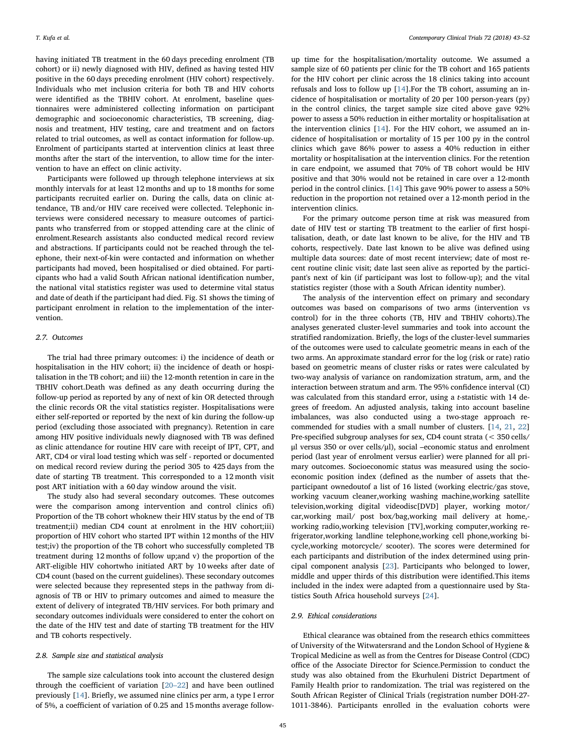having initiated TB treatment in the 60 days preceding enrolment (TB cohort) or ii) newly diagnosed with HIV, defined as having tested HIV positive in the 60 days preceding enrolment (HIV cohort) respectively. Individuals who met inclusion criteria for both TB and HIV cohorts were identified as the TBHIV cohort. At enrolment, baseline questionnaires were administered collecting information on participant demographic and socioeconomic characteristics, TB screening, diagnosis and treatment, HIV testing, care and treatment and on factors related to trial outcomes, as well as contact information for follow-up. Enrolment of participants started at intervention clinics at least three months after the start of the intervention, to allow time for the intervention to have an effect on clinic activity.

Participants were followed up through telephone interviews at six monthly intervals for at least 12 months and up to 18 months for some participants recruited earlier on. During the calls, data on clinic attendance, TB and/or HIV care received were collected. Telephonic interviews were considered necessary to measure outcomes of participants who transferred from or stopped attending care at the clinic of enrolment.Research assistants also conducted medical record review and abstractions. If participants could not be reached through the telephone, their next-of-kin were contacted and information on whether participants had moved, been hospitalised or died obtained. For participants who had a valid South African national identification number, the national vital statistics register was used to determine vital status and date of death if the participant had died. Fig. S1 shows the timing of participant enrolment in relation to the implementation of the intervention.

### 2.7. Outcomes

The trial had three primary outcomes: i) the incidence of death or hospitalisation in the HIV cohort; ii) the incidence of death or hospitalisation in the TB cohort; and iii) the 12-month retention in care in the TBHIV cohort.Death was defined as any death occurring during the follow-up period as reported by any of next of kin OR detected through the clinic records OR the vital statistics register. Hospitalisations were either self-reported or reported by the next of kin during the follow-up period (excluding those associated with pregnancy). Retention in care among HIV positive individuals newly diagnosed with TB was defined as clinic attendance for routine HIV care with receipt of IPT, CPT, and ART, CD4 or viral load testing which was self - reported or documented on medical record review during the period 305 to 425 days from the date of starting TB treatment. This corresponded to a 12 month visit post ART initiation with a 60 day window around the visit.

The study also had several secondary outcomes. These outcomes were the comparison among intervention and control clinics ofi) Proportion of the TB cohort whoknew their HIV status by the end of TB treatment;ii) median CD4 count at enrolment in the HIV cohort;iii) proportion of HIV cohort who started IPT within 12 months of the HIV test;iv) the proportion of the TB cohort who successfully completed TB treatment during 12 months of follow up;and v) the proportion of the ART-eligible HIV cohortwho initiated ART by 10 weeks after date of CD4 count (based on the current guidelines). These secondary outcomes were selected because they represented steps in the pathway from diagnosis of TB or HIV to primary outcomes and aimed to measure the extent of delivery of integrated TB/HIV services. For both primary and secondary outcomes individuals were considered to enter the cohort on the date of the HIV test and date of starting TB treatment for the HIV and TB cohorts respectively.

### 2.8. Sample size and statistical analysis

The sample size calculations took into account the clustered design through the coefficient of variation [20–22] and have been outlined previously [14]. Briefly, we assumed nine clinics per arm, a type I error of 5%, a coefficient of variation of 0.25 and 15 months average follow-up time for the hospitalisation/mortality outcome. We assumed a sample size of 60 patients per clinic for the TB cohort and 165 patients for the HIV cohort per clinic across the 18 clinics taking into account refusals and loss to follow up [14].For the TB cohort, assuming an incidence of hospitalisation or mortality of 20 per 100 person-years (py) in the control clinics, the target sample size cited above gave 92% power to assess a 50% reduction in either mortality or hospitalisation at the intervention clinics [14]. For the HIV cohort, we assumed an incidence of hospitalisation or mortality of 15 per 100 py in the control clinics which gave 86% power to assess a 40% reduction in either mortality or hospitalisation at the intervention clinics. For the retention in care endpoint, we assumed that 70% of TB cohort would be HIV positive and that 30% would not be retained in care over a 12-month period in the control clinics. [14] This gave 90% power to assess a 50% reduction in the proportion not retained over a 12-month period in the intervention clinics.

For the primary outcome person time at risk was measured from date of HIV test or starting TB treatment to the earlier of first hospitalisation, death, or date last known to be alive, for the HIV and TB cohorts, respectively. Date last known to be alive was defined using multiple data sources: date of most recent interview; date of most recent routine clinic visit; date last seen alive as reported by the participant's next of kin (if participant was lost to follow-up); and the vital statistics register (those with a South African identity number).

The analysis of the intervention effect on primary and secondary outcomes was based on comparisons of two arms (intervention vs control) for in the three cohorts (TB, HIV and TBHIV cohorts).The analyses generated cluster-level summaries and took into account the stratified randomization. Briefly, the logs of the cluster-level summaries of the outcomes were used to calculate geometric means in each of the two arms. An approximate standard error for the log (risk or rate) ratio based on geometric means of cluster risks or rates were calculated by two-way analysis of variance on randomization stratum, arm, and the interaction between stratum and arm. The 95% confidence interval (CI) was calculated from this standard error, using a *t*-statistic with 14 degrees of freedom. An adjusted analysis, taking into account baseline imbalances, was also conducted using a two-stage approach recommended for studies with a small number of clusters. [14, 21, 22] Pre-specified subgroup analyses for sex, CD4 count strata (< 350 cells/μl versus 350 or over cells/μl), social –economic status and enrolment period (last year of enrolment versus earlier) were planned for all primary outcomes. Socioeconomic status was measured using the socioeconomic position index (defined as the number of assets that theparticipant ownedoutof a list of 16 listed (working electric/gas stove, working vacuum cleaner,working washing machine,working satellite television,working digital videodisc[DVD] player, working motor/car,working mail/ post box/bag,working mail delivery at home,-working radio,working television [TV],working computer,working refrigerator,working landline telephone,working cell phone,working bicycle,working motorcycle/ scooter). The scores were determined for each participants and distribution of the index determined using principal component analysis [23]. Participants who belonged to lower, middle and upper thirds of this distribution were identified.This items included in the index were adapted from a questionnaire used by Statistics South Africa household surveys [24].

### 2.9. Ethical considerations

Ethical clearance was obtained from the research ethics committees of University of the Witwatersrand and the London School of Hygiene & Tropical Medicine as well as from the Centres for Disease Control (CDC) office of the Associate Director for Science.Permission to conduct the study was also obtained from the Ekurhuleni District Department of Family Health prior to randomization. The trial was registered on the South African Register of Clinical Trials (registration number DOH-27-1011-3846). Participants enrolled in the evaluation cohorts were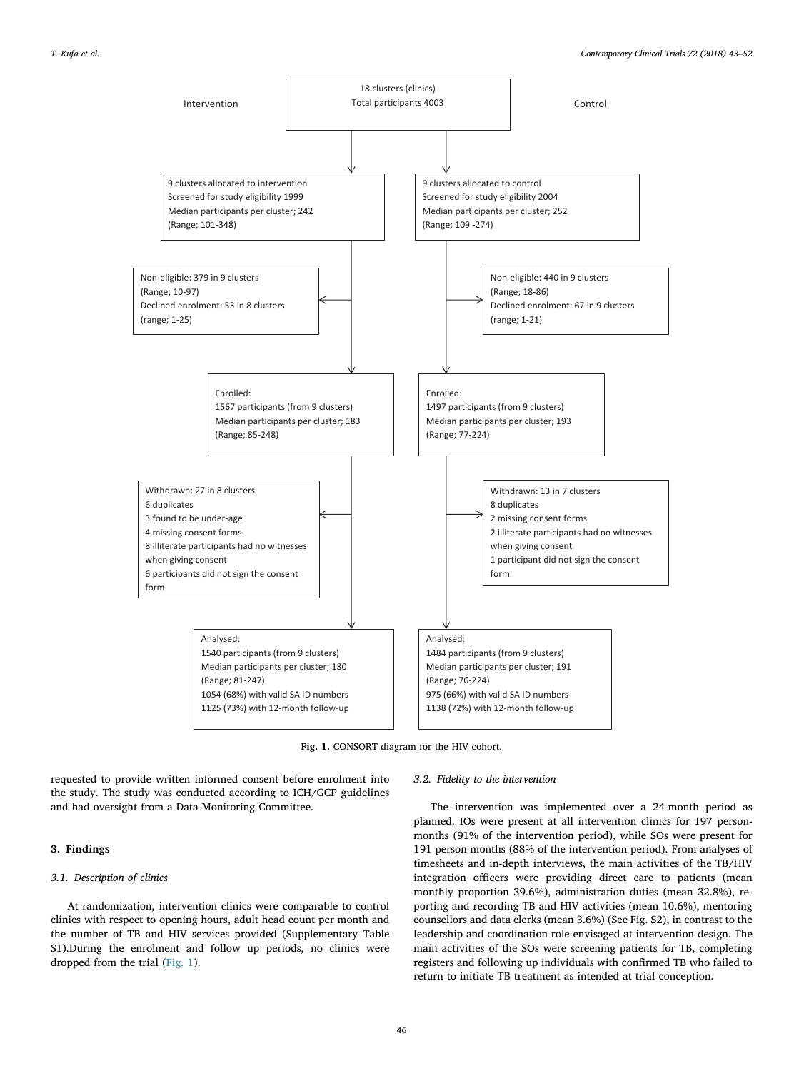Intervention

Control

18 clusters (clinics)
Total participants 4003

| Intervention | Control |
|---|---|
| 9 clusters allocated to intervention<br>Screened for study eligibility 1999<br>Median participants per cluster; 242<br>(Range; 101-348) | 9 clusters allocated to control<br>Screened for study eligibility 2004<br>Median participants per cluster; 252<br>(Range; 109 -274) |
| Non-eligible: 379 in 9 clusters<br>(Range; 10-97)<br>Declined enrolment: 53 in 8 clusters<br>(range; 1-25) | Non-eligible: 440 in 9 clusters<br>(Range; 18-86)<br>Declined enrolment: 67 in 9 clusters<br>(range; 1-21) |
| Enrolled:<br>1567 participants (from 9 clusters)<br>Median participants per cluster; 183<br>(Range; 85-248) | Enrolled:<br>1497 participants (from 9 clusters)<br>Median participants per cluster; 193<br>(Range; 77-224) |
| Withdrawn: 27 in 8 clusters<br>6 duplicates<br>3 found to be under-age<br>4 missing consent forms<br>8 illiterate participants had no witnesses when giving consent<br>6 participants did not sign the consent form | Withdrawn: 13 in 7 clusters<br>8 duplicates<br>2 missing consent forms<br>2 illiterate participants had no witnesses when giving consent<br>1 participant did not sign the consent form |
| Analysed:<br>1540 participants (from 9 clusters)<br>Median participants per cluster; 180<br>(Range; 81-247)<br>1054 (68%) with valid SA ID numbers<br>1125 (73%) with 12-month follow-up | Analysed:<br>1484 participants (from 9 clusters)<br>Median participants per cluster; 191<br>(Range; 76-224)<br>975 (66%) with valid SA ID numbers<br>1138 (72%) with 12-month follow-up |

**Fig. 1.** CONSORT diagram for the HIV cohort.

requested to provide written informed consent before enrolment into the study. The study was conducted according to ICH/GCP guidelines and had oversight from a Data Monitoring Committee.

## 3. Findings

### 3.1. Description of clinics

At randomization, intervention clinics were comparable to control clinics with respect to opening hours, adult head count per month and the number of TB and HIV services provided (Supplementary Table S1).During the enrolment and follow up periods, no clinics were dropped from the trial (Fig. 1).

### 3.2. Fidelity to the intervention

The intervention was implemented over a 24-month period as planned. IOs were present at all intervention clinics for 197 person-months (91% of the intervention period), while SOs were present for 191 person-months (88% of the intervention period). From analyses of timesheets and in-depth interviews, the main activities of the TB/HIV integration officers were providing direct care to patients (mean monthly proportion 39.6%), administration duties (mean 32.8%), reporting and recording TB and HIV activities (mean 10.6%), mentoring counsellors and data clerks (mean 3.6%) (See Fig. S2), in contrast to the leadership and coordination role envisaged at intervention design. The main activities of the SOs were screening patients for TB, completing registers and following up individuals with confirmed TB who failed to return to initiate TB treatment as intended at trial conception.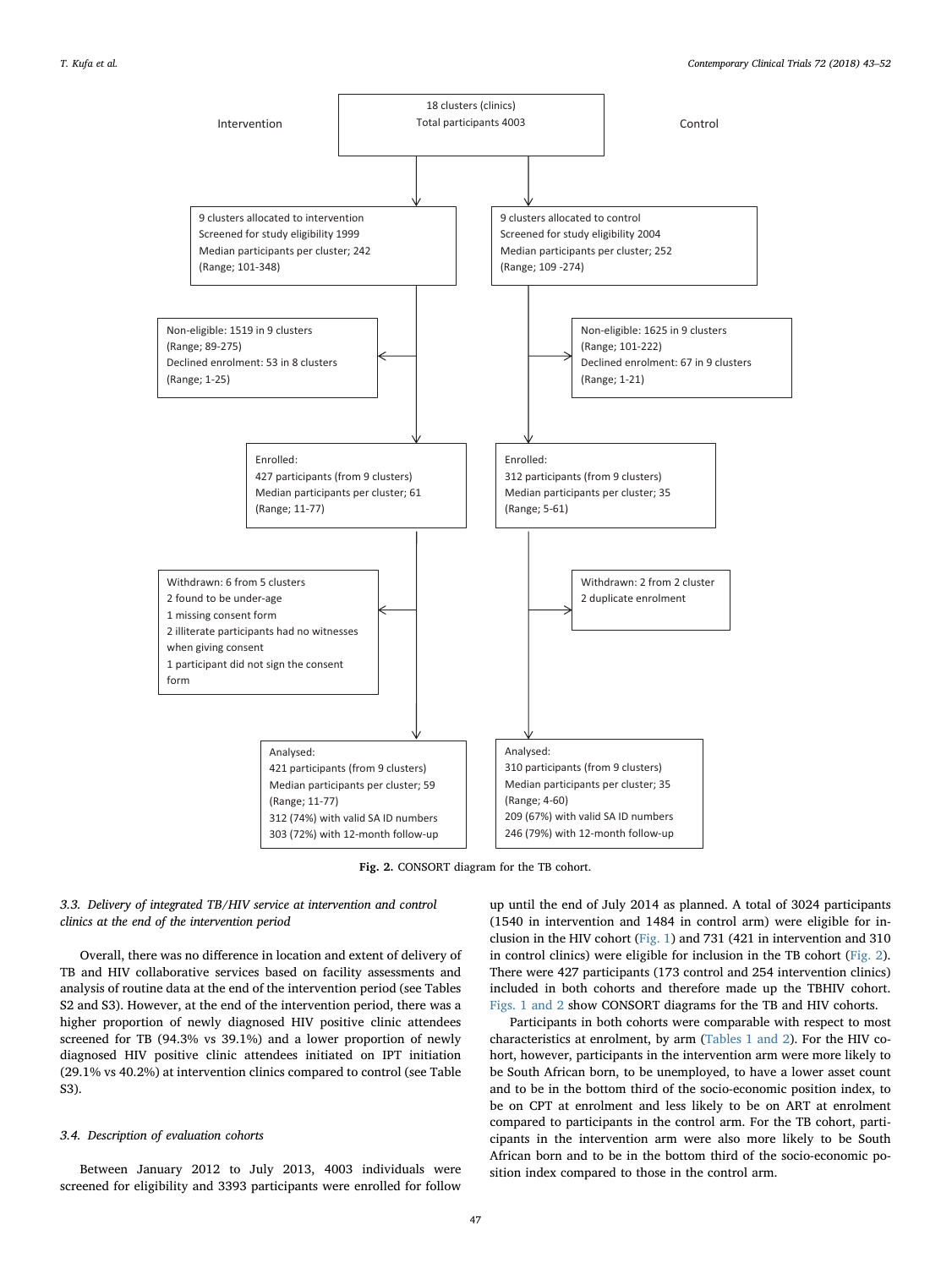18 clusters (clinics)
Total participants 4003

Intervention | Control

**Intervention:**

9 clusters allocated to intervention
Screened for study eligibility 1999
Median participants per cluster; 242
(Range; 101-348)

Non-eligible: 1519 in 9 clusters
(Range; 89-275)
Declined enrolment: 53 in 8 clusters
(Range; 1-25)

Enrolled:
427 participants (from 9 clusters)
Median participants per cluster; 61
(Range; 11-77)

Withdrawn: 6 from 5 clusters
2 found to be under-age
1 missing consent form
2 illiterate participants had no witnesses when giving consent
1 participant did not sign the consent form

Analysed:
421 participants (from 9 clusters)
Median participants per cluster; 59
(Range; 11-77)
312 (74%) with valid SA ID numbers
303 (72%) with 12-month follow-up

**Control:**

9 clusters allocated to control
Screened for study eligibility 2004
Median participants per cluster; 252
(Range; 109 -274)

Non-eligible: 1625 in 9 clusters
(Range; 101-222)
Declined enrolment: 67 in 9 clusters
(Range; 1-21)

Enrolled:
312 participants (from 9 clusters)
Median participants per cluster; 35
(Range; 5-61)

Withdrawn: 2 from 2 cluster
2 duplicate enrolment

Analysed:
310 participants (from 9 clusters)
Median participants per cluster; 35
(Range; 4-60)
209 (67%) with valid SA ID numbers
246 (79%) with 12-month follow-up

**Fig. 2.** CONSORT diagram for the TB cohort.

### 3.3. Delivery of integrated TB/HIV service at intervention and control clinics at the end of the intervention period

Overall, there was no difference in location and extent of delivery of TB and HIV collaborative services based on facility assessments and analysis of routine data at the end of the intervention period (see Tables S2 and S3). However, at the end of the intervention period, there was a higher proportion of newly diagnosed HIV positive clinic attendees screened for TB (94.3% vs 39.1%) and a lower proportion of newly diagnosed HIV positive clinic attendees initiated on IPT initiation (29.1% vs 40.2%) at intervention clinics compared to control (see Table S3).

### 3.4. Description of evaluation cohorts

Between January 2012 to July 2013, 4003 individuals were screened for eligibility and 3393 participants were enrolled for follow up until the end of July 2014 as planned. A total of 3024 participants (1540 in intervention and 1484 in control arm) were eligible for inclusion in the HIV cohort (Fig. 1) and 731 (421 in intervention and 310 in control clinics) were eligible for inclusion in the TB cohort (Fig. 2). There were 427 participants (173 control and 254 intervention clinics) included in both cohorts and therefore made up the TBHIV cohort. Figs. 1 and 2 show CONSORT diagrams for the TB and HIV cohorts.

Participants in both cohorts were comparable with respect to most characteristics at enrolment, by arm (Tables 1 and 2). For the HIV cohort, however, participants in the intervention arm were more likely to be South African born, to be unemployed, to have a lower asset count and to be in the bottom third of the socio-economic position index, to be on CPT at enrolment and less likely to be on ART at enrolment compared to participants in the control arm. For the TB cohort, participants in the intervention arm were also more likely to be South African born and to be in the bottom third of the socio-economic position index compared to those in the control arm.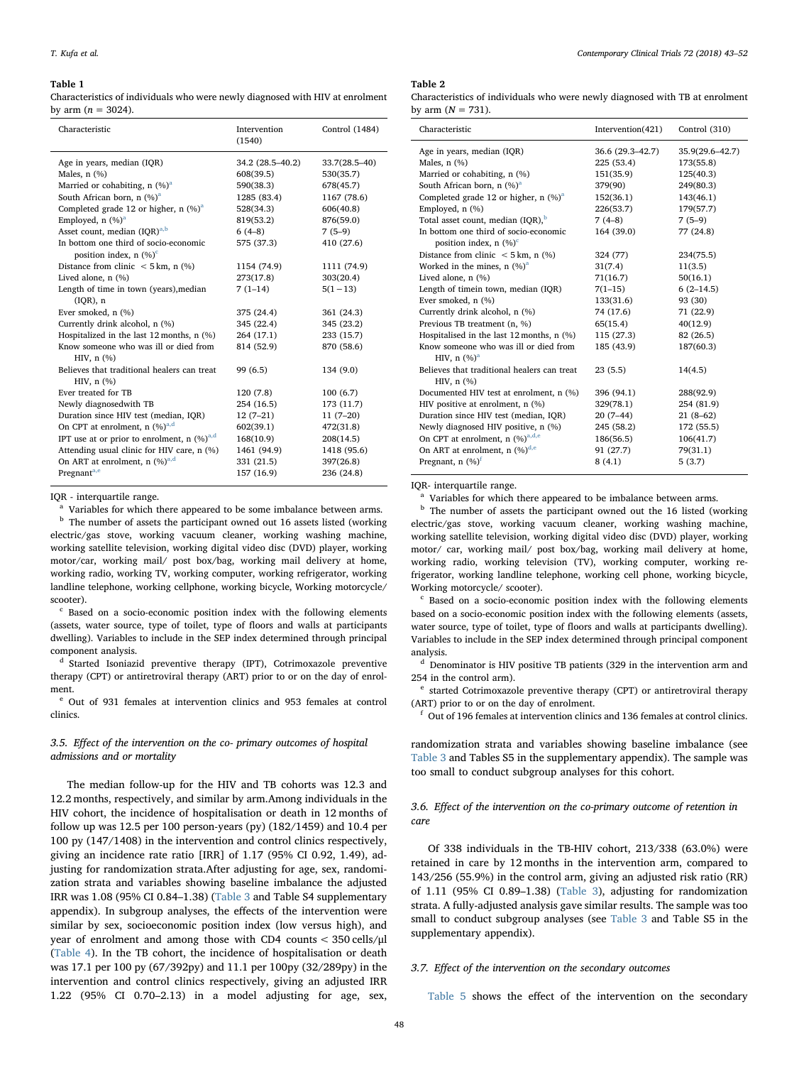**Table 1**
Characteristics of individuals who were newly diagnosed with HIV at enrolment by arm ($n = 3024$).

| Characteristic | Intervention (1540) | Control (1484) |
|---|---|---|
| Age in years, median (IQR) | 34.2 (28.5–40.2) | 33.7(28.5–40) |
| Males, n (%) | 608(39.5) | 530(35.7) |
| Married or cohabiting, n (%)[a] | 590(38.3) | 678(45.7) |
| South African born, n (%)[a] | 1285 (83.4) | 1167 (78.6) |
| Completed grade 12 or higher, n (%)[a] | 528(34.3) | 606(40.8) |
| Employed, n (%)[a] | 819(53.2) | 876(59.0) |
| Asset count, median (IQR)[a,b] | 6 (4–8) | 7 (5–9) |
| In bottom one third of socio-economic position index, n (%)[c] | 575 (37.3) | 410 (27.6) |
| Distance from clinic < 5 km, n (%) | 1154 (74.9) | 1111 (74.9) |
| Lived alone, n (%) | 273(17.8) | 303(20.4) |
| Length of time in town (years),median (IQR), n | 7 (1–14) | 5(1 − 13) |
| Ever smoked, n (%) | 375 (24.4) | 361 (24.3) |
| Currently drink alcohol, n (%) | 345 (22.4) | 345 (23.2) |
| Hospitalized in the last 12 months, n (%) | 264 (17.1) | 233 (15.7) |
| Know someone who was ill or died from HIV, n (%) | 814 (52.9) | 870 (58.6) |
| Believes that traditional healers can treat HIV, n (%) | 99 (6.5) | 134 (9.0) |
| Ever treated for TB | 120 (7.8) | 100 (6.7) |
| Newly diagnosedwith TB | 254 (16.5) | 173 (11.7) |
| Duration since HIV test (median, IQR) | 12 (7–21) | 11 (7–20) |
| On CPT at enrolment, n (%)[a,d] | 602(39.1) | 472(31.8) |
| IPT use at or prior to enrolment, n (%)[a,d] | 168(10.9) | 208(14.5) |
| Attending usual clinic for HIV care, n (%) | 1461 (94.9) | 1418 (95.6) |
| On ART at enrolment, n (%)[a,d] | 331 (21.5) | 397(26.8) |
| Pregnant[a,e] | 157 (16.9) | 236 (24.8) |

IQR - interquartile range.

[a] Variables for which there appeared to be some imbalance between arms.

[b] The number of assets the participant owned out 16 assets listed (working electric/gas stove, working vacuum cleaner, working washing machine, working satellite television, working digital video disc (DVD) player, working motor/car, working mail/ post box/bag, working mail delivery at home, working radio, working TV, working computer, working refrigerator, working landline telephone, working cellphone, working bicycle, Working motorcycle/ scooter).

[c] Based on a socio-economic position index with the following elements (assets, water source, type of toilet, type of floors and walls at participants dwelling). Variables to include in the SEP index determined through principal component analysis.

[d] Started Isoniazid preventive therapy (IPT), Cotrimoxazole preventive therapy (CPT) or antiretroviral therapy (ART) prior to or on the day of enrolment.

[e] Out of 931 females at intervention clinics and 953 females at control clinics.

### 3.5. Effect of the intervention on the co- primary outcomes of hospital admissions and or mortality

The median follow-up for the HIV and TB cohorts was 12.3 and 12.2 months, respectively, and similar by arm.Among individuals in the HIV cohort, the incidence of hospitalisation or death in 12 months of follow up was 12.5 per 100 person-years (py) (182/1459) and 10.4 per 100 py (147/1408) in the intervention and control clinics respectively, giving an incidence rate ratio [IRR] of 1.17 (95% CI 0.92, 1.49), adjusting for randomization strata.After adjusting for age, sex, randomization strata and variables showing baseline imbalance the adjusted IRR was 1.08 (95% CI 0.84–1.38) (Table 3 and Table S4 supplementary appendix). In subgroup analyses, the effects of the intervention were similar by sex, socioeconomic position index (low versus high), and year of enrolment and among those with CD4 counts < 350 cells/μl (Table 4). In the TB cohort, the incidence of hospitalisation or death was 17.1 per 100 py (67/392py) and 11.1 per 100py (32/289py) in the intervention and control clinics respectively, giving an adjusted IRR 1.22 (95% CI 0.70–2.13) in a model adjusting for age, sex,

**Table 2**
Characteristics of individuals who were newly diagnosed with TB at enrolment by arm ($N = 731$).

| Characteristic | Intervention(421) | Control (310) |
|---|---|---|
| Age in years, median (IQR) | 36.6 (29.3–42.7) | 35.9(29.6–42.7) |
| Males, n (%) | 225 (53.4) | 173(55.8) |
| Married or cohabiting, n (%) | 151(35.9) | 125(40.3) |
| South African born, n (%)[a] | 379(90) | 249(80.3) |
| Completed grade 12 or higher, n (%)[a] | 152(36.1) | 143(46.1) |
| Employed, n (%) | 226(53.7) | 179(57.7) |
| Total asset count, median (IQR),[b] | 7 (4–8) | 7 (5–9) |
| In bottom one third of socio-economic position index, n (%)[c] | 164 (39.0) | 77 (24.8) |
| Distance from clinic < 5 km, n (%) | 324 (77) | 234(75.5) |
| Worked in the mines, n (%)[a] | 31(7.4) | 11(3.5) |
| Lived alone, n (%) | 71(16.7) | 50(16.1) |
| Length of timein town, median (IQR) | 7(1–15) | 6 (2–14.5) |
| Ever smoked, n (%) | 133(31.6) | 93 (30) |
| Currently drink alcohol, n (%) | 74 (17.6) | 71 (22.9) |
| Previous TB treatment (n, %) | 65(15.4) | 40(12.9) |
| Hospitalised in the last 12 months, n (%) | 115 (27.3) | 82 (26.5) |
| Know someone who was ill or died from HIV, n (%)[a] | 185 (43.9) | 187(60.3) |
| Believes that traditional healers can treat HIV, n (%) | 23 (5.5) | 14(4.5) |
| Documented HIV test at enrolment, n (%) | 396 (94.1) | 288(92.9) |
| HIV positive at enrolment, n (%) | 329(78.1) | 254 (81.9) |
| Duration since HIV test (median, IQR) | 20 (7–44) | 21 (8–62) |
| Newly diagnosed HIV positive, n (%) | 245 (58.2) | 172 (55.5) |
| On CPT at enrolment, n (%)[a,d,e] | 186(56.5) | 106(41.7) |
| On ART at enrolment, n (%)[d,e] | 91 (27.7) | 79(31.1) |
| Pregnant, n (%)[f] | 8 (4.1) | 5 (3.7) |

IQR- interquartile range.

[a] Variables for which there appeared to be imbalance between arms.

[b] The number of assets the participant owned out the 16 listed (working electric/gas stove, working vacuum cleaner, working washing machine, working satellite television, working digital video disc (DVD) player, working motor/ car, working mail/ post box/bag, working mail delivery at home, working radio, working television (TV), working computer, working refrigerator, working landline telephone, working cell phone, working bicycle, Working motorcycle/ scooter).

[c] Based on a socio-economic position index with the following elements based on a socio-economic position index with the following elements (assets, water source, type of toilet, type of floors and walls at participants dwelling). Variables to include in the SEP index determined through principal component analysis.

[d] Denominator is HIV positive TB patients (329 in the intervention arm and 254 in the control arm).

[e] started Cotrimoxazole preventive therapy (CPT) or antiretroviral therapy (ART) prior to or on the day of enrolment.

[f] Out of 196 females at intervention clinics and 136 females at control clinics.

randomization strata and variables showing baseline imbalance (see Table 3 and Tables S5 in the supplementary appendix). The sample was too small to conduct subgroup analyses for this cohort.

### 3.6. Effect of the intervention on the co-primary outcome of retention in care

Of 338 individuals in the TB-HIV cohort, 213/338 (63.0%) were retained in care by 12 months in the intervention arm, compared to 143/256 (55.9%) in the control arm, giving an adjusted risk ratio (RR) of 1.11 (95% CI 0.89–1.38) (Table 3), adjusting for randomization strata. A fully-adjusted analysis gave similar results. The sample was too small to conduct subgroup analyses (see Table 3 and Table S5 in the supplementary appendix).

### 3.7. Effect of the intervention on the secondary outcomes

Table 5 shows the effect of the intervention on the secondary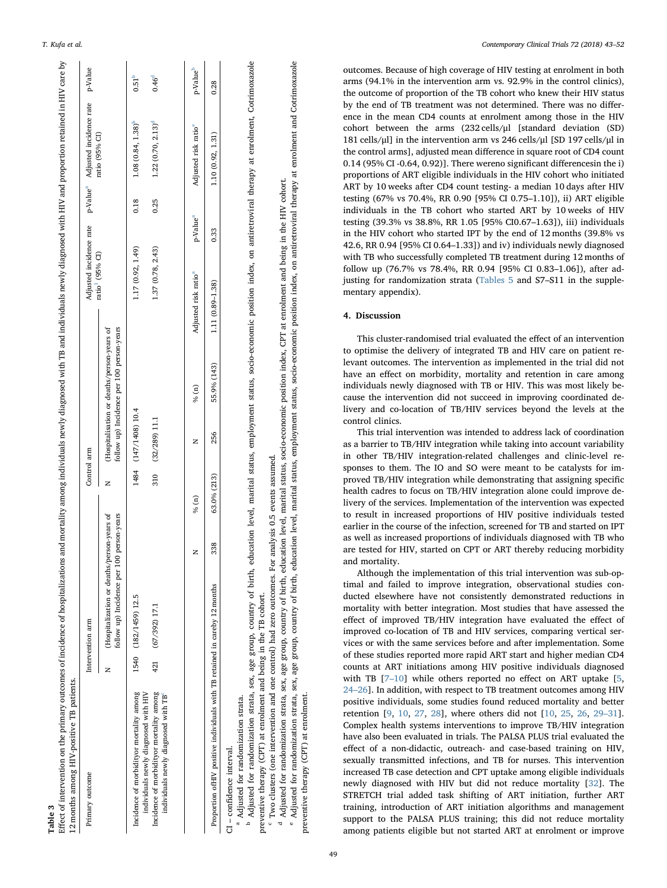**Table 3**
Effect of intervention on the primary outcomes of incidence of hospitalizations and mortality among individuals newly diagnosed with TB and individuals newly diagnosed with HIV and proportion retained in HIV care by 12 months among HIV-positive TB patients.

| Primary outcome | Intervention arm | | Control arm | | Adjusted incidence rate ratio[a] (95% CI) | p-Value[a] | Adjusted incidence rate ratio (95% CI) | p-Value |
|---|---|---|---|---|---|---|---|---|
| | N | (Hospitalization or deaths/person-years of follow up) Incidence per 100 person-years | N | (Hospitalization or deaths/person-years of follow up) Incidence per 100 person-years | | | | |
| Incidence of morbidityor mortality among individuals newly diagnosed with HIV | 1540 | (182/1459) 12.5 | 1484 | (147/1408) 10.4 | 1.17 (0.92, 1.49) | 0.18 | 1.08 (0.84, 1.38)[b] | 0.51[b] |
| Incidence of morbidityor mortality among individuals newly diagnosed with TB[c] | 421 | (67/392) 17.1 | 310 | (32/289) 11.1 | 1.37 (0.78, 2.43) | 0.25 | 1.22 (0.70, 2.13)[d] | 0.46[d] |

| | N | % (n) | N | % (n) | Adjusted risk ratio[a] | p-Value[a] | Adjusted risk ratio[e] | p-Value[b] |
|---|---|---|---|---|---|---|---|---|
| Proportion ofHIV positive individuals with TB retained in careby 12 months | 338 | 63.0% (213) | 256 | 55.9% (143) | 1.11 (0.89–1.38) | 0.33 | 1.10 (0.92, 1.31) | 0.28 |

CI – confidence interval.
[a] Adjusted for randomization strata.
[b] Adjusted for randomization strata, sex, age group, country of birth, education level, marital status, employment status, socio-economic position index, on antiretroviral therapy at enrolment, Cotrimoxazole preventive therapy (CPT) at enrolment and being in the TB cohort.
[c] Two clusters (one intervention and one control) had zero outcomes. For analysis 0.5 events assumed.
[d] Adjusted for randomization strata, sex, age group, country of birth, education level, marital status, socio-economic position index, CPT at enrolment and being in the HIV cohort.
[e] Adjusted for randomization strata, sex, age group, country of birth, education level, marital status, employment status, socio-economic position index, on antiretroviral therapy at enrolment and Cotrimoxazole preventive therapy (CPT) at enrolment.

outcomes. Because of high coverage of HIV testing at enrolment in both arms (94.1% in the intervention arm vs. 92.9% in the control clinics), the outcome of proportion of the TB cohort who knew their HIV status by the end of TB treatment was not determined. There was no difference in the mean CD4 counts at enrolment among those in the HIV cohort between the arms (232 cells/μl [standard deviation (SD) 181 cells/μl] in the intervention arm vs 246 cells/μl [SD 197 cells/μl in the control arms], adjusted mean difference in square root of CD4 count 0.14 (95% CI -0.64, 0.92)]. There wereno significant differencesin the i) proportions of ART eligible individuals in the HIV cohort who initiated ART by 10 weeks after CD4 count testing- a median 10 days after HIV testing (67% vs 70.4%, RR 0.90 [95% CI 0.75–1.10]), ii) ART eligible individuals in the TB cohort who started ART by 10 weeks of HIV testing (39.3% vs 38.8%, RR 1.05 [95% CI0.67–1.63]), iii) individuals in the HIV cohort who started IPT by the end of 12 months (39.8% vs 42.6, RR 0.94 [95% CI 0.64–1.33]) and iv) individuals newly diagnosed with TB who successfully completed TB treatment during 12 months of follow up (76.7% vs 78.4%, RR 0.94 [95% CI 0.83–1.06]), after adjusting for randomization strata (Tables 5 and S7–S11 in the supplementary appendix).

## 4. Discussion

This cluster-randomised trial evaluated the effect of an intervention to optimise the delivery of integrated TB and HIV care on patient relevant outcomes. The intervention as implemented in the trial did not have an effect on morbidity, mortality and retention in care among individuals newly diagnosed with TB or HIV. This was most likely because the intervention did not succeed in improving coordinated delivery and co-location of TB/HIV services beyond the levels at the control clinics.

This trial intervention was intended to address lack of coordination as a barrier to TB/HIV integration while taking into account variability in other TB/HIV integration-related challenges and clinic-level responses to them. The IO and SO were meant to be catalysts for improved TB/HIV integration while demonstrating that assigning specific health cadres to focus on TB/HIV integration alone could improve delivery of the services. Implementation of the intervention was expected to result in increased proportions of HIV positive individuals tested earlier in the course of the infection, screened for TB and started on IPT as well as increased proportions of individuals diagnosed with TB who are tested for HIV, started on CPT or ART thereby reducing morbidity and mortality.

Although the implementation of this trial intervention was sub-optimal and failed to improve integration, observational studies conducted elsewhere have not consistently demonstrated reductions in mortality with better integration. Most studies that have assessed the effect of improved TB/HIV integration have evaluated the effect of improved co-location of TB and HIV services, comparing vertical services or with the same services before and after implementation. Some of these studies reported more rapid ART start and higher median CD4 counts at ART initiations among HIV positive individuals diagnosed with TB [7–10] while others reported no effect on ART uptake [5, 24–26]. In addition, with respect to TB treatment outcomes among HIV positive individuals, some studies found reduced mortality and better retention [9, 10, 27, 28], where others did not [10, 25, 26, 29–31]. Complex health systems interventions to improve TB/HIV integration have also been evaluated in trials. The PALSA PLUS trial evaluated the effect of a non-didactic, outreach- and case-based training on HIV, sexually transmitted infections, and TB for nurses. This intervention increased TB case detection and CPT uptake among eligible individuals newly diagnosed with HIV but did not reduce mortality [32]. The STRETCH trial added task shifting of ART initiation, further ART training, introduction of ART initiation algorithms and management support to the PALSA PLUS training; this did not reduce mortality among patients eligible but not started ART at enrolment or improve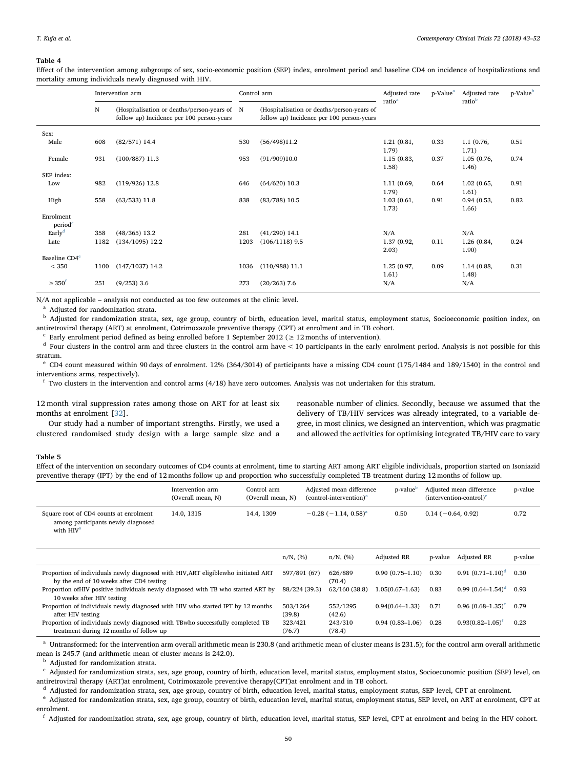**Table 4**

Effect of the intervention among subgroups of sex, socio-economic position (SEP) index, enrolment period and baseline CD4 on incidence of hospitalizations and mortality among individuals newly diagnosed with HIV.

| | Intervention arm | | Control arm | | Adjusted rate ratio[a] | p-Value[a] | Adjusted rate ratio[b] | p-Value[b] |
|---|---|---|---|---|---|---|---|---|
| | N | (Hospitalisation or deaths/person-years of follow up) Incidence per 100 person-years | N | (Hospitalisation or deaths/person-years of follow up) Incidence per 100 person-years | | | | |
| Sex: | | | | | | | | |
| Male | 608 | (82/571) 14.4 | 530 | (56/498)11.2 | 1.21 (0.81, 1.79) | 0.33 | 1.1 (0.76, 1.71) | 0.51 |
| Female | 931 | (100/887) 11.3 | 953 | (91/909)10.0 | 1.15 (0.83, 1.58) | 0.37 | 1.05 (0.76, 1.46) | 0.74 |
| SEP index: | | | | | | | | |
| Low | 982 | (119/926) 12.8 | 646 | (64/620) 10.3 | 1.11 (0.69, 1.79) | 0.64 | 1.02 (0.65, 1.61) | 0.91 |
| High | 558 | (63/533) 11.8 | 838 | (83/788) 10.5 | 1.03 (0.61, 1.73) | 0.91 | 0.94 (0.53, 1.66) | 0.82 |
| Enrolment period[c] | | | | | | | | |
| Early[d] | 358 | (48/365) 13.2 | 281 | (41/290) 14.1 | N/A | | N/A | |
| Late | 1182 | (134/1095) 12.2 | 1203 | (106/1118) 9.5 | 1.37 (0.92, 2.03) | 0.11 | 1.26 (0.84, 1.90) | 0.24 |
| Baseline CD4[e] | | | | | | | | |
| < 350 | 1100 | (147/1037) 14.2 | 1036 | (110/988) 11.1 | 1.25 (0.97, 1.61) | 0.09 | 1.14 (0.88, 1.48) | 0.31 |
| ≥350[f] | 251 | (9/253) 3.6 | 273 | (20/263) 7.6 | N/A | | N/A | |

N/A not applicable – analysis not conducted as too few outcomes at the clinic level.

[a] Adjusted for randomization strata.

[b] Adjusted for randomization strata, sex, age group, country of birth, education level, marital status, employment status, Socioeconomic position index, on antiretroviral therapy (ART) at enrolment, Cotrimoxazole preventive therapy (CPT) at enrolment and in TB cohort.

[c] Early enrolment period defined as being enrolled before 1 September 2012 (≥ 12 months of intervention).

[d] Four clusters in the control arm and three clusters in the control arm have < 10 participants in the early enrolment period. Analysis is not possible for this stratum.

[e] CD4 count measured within 90 days of enrolment. 12% (364/3014) of participants have a missing CD4 count (175/1484 and 189/1540) in the control and interventions arms, respectively).

[f] Two clusters in the intervention and control arms (4/18) have zero outcomes. Analysis was not undertaken for this stratum.

12 month viral suppression rates among those on ART for at least six months at enrolment [32].

Our study had a number of important strengths. Firstly, we used a clustered randomised study design with a large sample size and a reasonable number of clinics. Secondly, because we assumed that the delivery of TB/HIV services was already integrated, to a variable degree, in most clinics, we designed an intervention, which was pragmatic and allowed the activities for optimising integrated TB/HIV care to vary

**Table 5**

Effect of the intervention on secondary outcomes of CD4 counts at enrolment, time to starting ART among ART eligible individuals, proportion started on Isoniazid preventive therapy (IPT) by the end of 12 months follow up and proportion who successfully completed TB treatment during 12 months of follow up.

| | Intervention arm (Overall mean, N) | Control arm (Overall mean, N) | Adjusted mean difference (control-intervention)[a] | p-value[b] | Adjusted mean difference (intervention-control)[c] | p-value |
|---|---|---|---|---|---|---|
| Square root of CD4 counts at enrolment among participants newly diagnosed with HIV[a] | 14.0, 1315 | 14.4, 1309 | −0.28 (−1.14, 0.58)[a] | 0.50 | 0.14 (−0.64, 0.92) | 0.72 |

| | n/N, (%) | n/N, (%) | Adjusted RR | p-value | Adjusted RR | p-value |
|---|---|---|---|---|---|---|
| Proportion of individuals newly diagnosed with HIV,ART eligiblewho initiated ART by the end of 10 weeks after CD4 testing | 597/891 (67) | 626/889 (70.4) | 0.90 (0.75–1.10) | 0.30 | 0.91 (0.71–1.10)[d] | 0.30 |
| Proportion ofHIV positive individuals newly diagnosed with TB who started ART by 10 weeks after HIV testing | 88/224 (39.3) | 62/160 (38.8) | 1.05(0.67–1.63) | 0.83 | 0.99 (0.64–1.54)[d] | 0.93 |
| Proportion of individuals newly diagnosed with HIV who started IPT by 12 months after HIV testing | 503/1264 (39.8) | 552/1295 (42.6) | 0.94(0.64–1.33) | 0.71 | 0.96 (0.68–1.35)[e] | 0.79 |
| Proportion of individuals newly diagnosed with TBwho successfully completed TB treatment during 12 months of follow up | 323/421 (76.7) | 243/310 (78.4) | 0.94 (0.83–1.06) | 0.28 | 0.93(0.82–1.05)[f] | 0.23 |

[a] Untransformed: for the intervention arm overall arithmetic mean is 230.8 (and arithmetic mean of cluster means is 231.5); for the control arm overall arithmetic mean is 245.7 (and arithmetic mean of cluster means is 242.0).

[b] Adjusted for randomization strata.

[c] Adjusted for randomization strata, sex, age group, country of birth, education level, marital status, employment status, Socioeconomic position (SEP) level, on antiretroviral therapy (ART)at enrolment, Cotrimoxazole preventive therapy(CPT)at enrolment and in TB cohort.

[d] Adjusted for randomization strata, sex, age group, country of birth, education level, marital status, employment status, SEP level, CPT at enrolment.

[e] Adjusted for randomization strata, sex, age group, country of birth, education level, marital status, employment status, SEP level, on ART at enrolment, CPT at enrolment.

[f] Adjusted for randomization strata, sex, age group, country of birth, education level, marital status, SEP level, CPT at enrolment and being in the HIV cohort.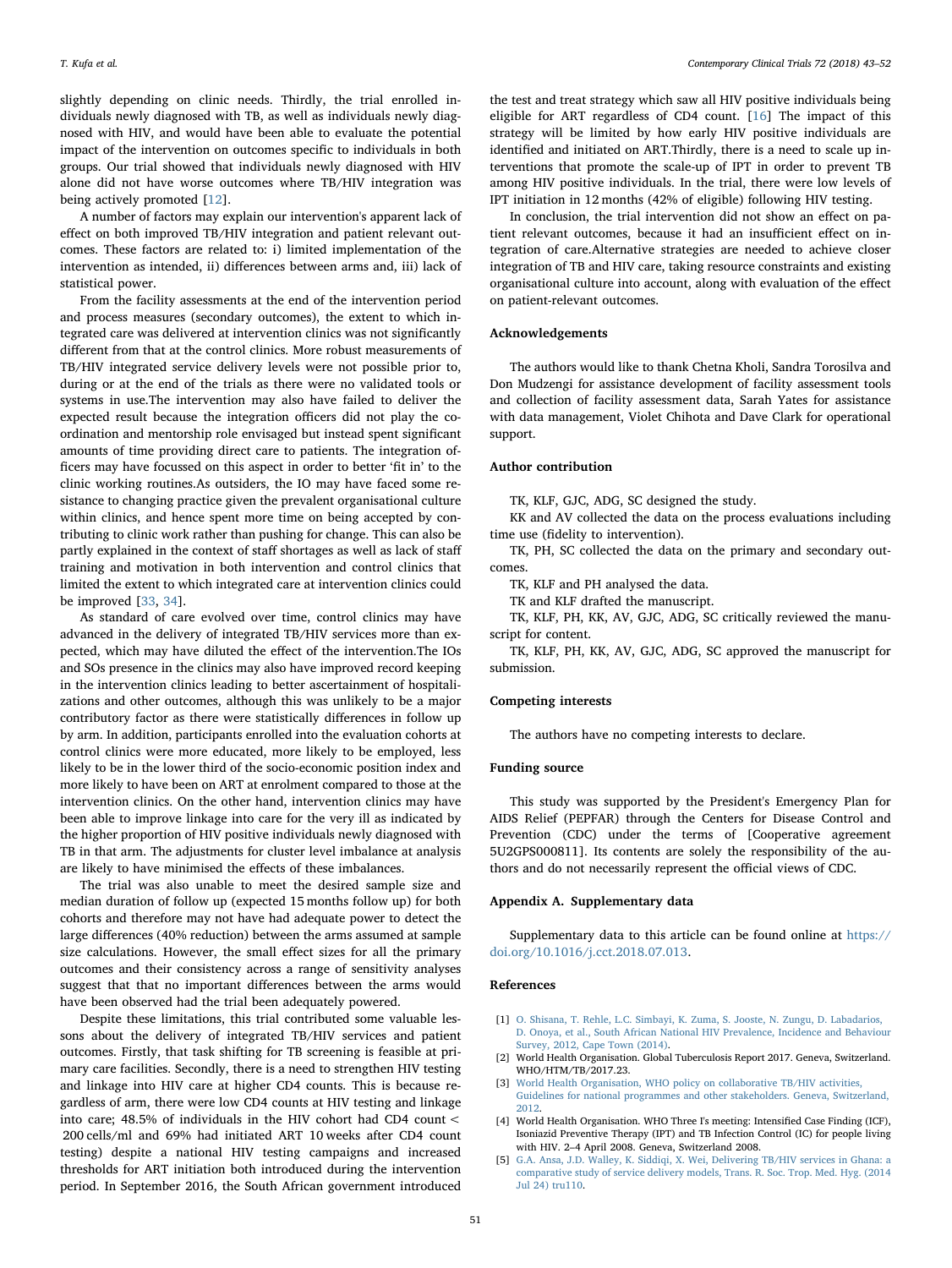slightly depending on clinic needs. Thirdly, the trial enrolled individuals newly diagnosed with TB, as well as individuals newly diagnosed with HIV, and would have been able to evaluate the potential impact of the intervention on outcomes specific to individuals in both groups. Our trial showed that individuals newly diagnosed with HIV alone did not have worse outcomes where TB/HIV integration was being actively promoted [12].

A number of factors may explain our intervention's apparent lack of effect on both improved TB/HIV integration and patient relevant outcomes. These factors are related to: i) limited implementation of the intervention as intended, ii) differences between arms and, iii) lack of statistical power.

From the facility assessments at the end of the intervention period and process measures (secondary outcomes), the extent to which integrated care was delivered at intervention clinics was not significantly different from that at the control clinics. More robust measurements of TB/HIV integrated service delivery levels were not possible prior to, during or at the end of the trials as there were no validated tools or systems in use.The intervention may also have failed to deliver the expected result because the integration officers did not play the coordination and mentorship role envisaged but instead spent significant amounts of time providing direct care to patients. The integration officers may have focussed on this aspect in order to better 'fit in' to the clinic working routines.As outsiders, the IO may have faced some resistance to changing practice given the prevalent organisational culture within clinics, and hence spent more time on being accepted by contributing to clinic work rather than pushing for change. This can also be partly explained in the context of staff shortages as well as lack of staff training and motivation in both intervention and control clinics that limited the extent to which integrated care at intervention clinics could be improved [33, 34].

As standard of care evolved over time, control clinics may have advanced in the delivery of integrated TB/HIV services more than expected, which may have diluted the effect of the intervention.The IOs and SOs presence in the clinics may also have improved record keeping in the intervention clinics leading to better ascertainment of hospitalizations and other outcomes, although this was unlikely to be a major contributory factor as there were statistically differences in follow up by arm. In addition, participants enrolled into the evaluation cohorts at control clinics were more educated, more likely to be employed, less likely to be in the lower third of the socio-economic position index and more likely to have been on ART at enrolment compared to those at the intervention clinics. On the other hand, intervention clinics may have been able to improve linkage into care for the very ill as indicated by the higher proportion of HIV positive individuals newly diagnosed with TB in that arm. The adjustments for cluster level imbalance at analysis are likely to have minimised the effects of these imbalances.

The trial was also unable to meet the desired sample size and median duration of follow up (expected 15 months follow up) for both cohorts and therefore may not have had adequate power to detect the large differences (40% reduction) between the arms assumed at sample size calculations. However, the small effect sizes for all the primary outcomes and their consistency across a range of sensitivity analyses suggest that that no important differences between the arms would have been observed had the trial been adequately powered.

Despite these limitations, this trial contributed some valuable lessons about the delivery of integrated TB/HIV services and patient outcomes. Firstly, that task shifting for TB screening is feasible at primary care facilities. Secondly, there is a need to strengthen HIV testing and linkage into HIV care at higher CD4 counts. This is because regardless of arm, there were low CD4 counts at HIV testing and linkage into care; 48.5% of individuals in the HIV cohort had CD4 count < 200 cells/ml and 69% had initiated ART 10 weeks after CD4 count testing) despite a national HIV testing campaigns and increased thresholds for ART initiation both introduced during the intervention period. In September 2016, the South African government introduced the test and treat strategy which saw all HIV positive individuals being eligible for ART regardless of CD4 count. [16] The impact of this strategy will be limited by how early HIV positive individuals are identified and initiated on ART.Thirdly, there is a need to scale up interventions that promote the scale-up of IPT in order to prevent TB among HIV positive individuals. In the trial, there were low levels of IPT initiation in 12 months (42% of eligible) following HIV testing.

In conclusion, the trial intervention did not show an effect on patient relevant outcomes, because it had an insufficient effect on integration of care.Alternative strategies are needed to achieve closer integration of TB and HIV care, taking resource constraints and existing organisational culture into account, along with evaluation of the effect on patient-relevant outcomes.

## Acknowledgements

The authors would like to thank Chetna Kholi, Sandra Torosilva and Don Mudzengi for assistance development of facility assessment tools and collection of facility assessment data, Sarah Yates for assistance with data management, Violet Chihota and Dave Clark for operational support.

## Author contribution

TK, KLF, GJC, ADG, SC designed the study.

KK and AV collected the data on the process evaluations including time use (fidelity to intervention).

TK, PH, SC collected the data on the primary and secondary outcomes.

TK, KLF and PH analysed the data.

TK and KLF drafted the manuscript.

TK, KLF, PH, KK, AV, GJC, ADG, SC critically reviewed the manuscript for content.

TK, KLF, PH, KK, AV, GJC, ADG, SC approved the manuscript for submission.

## Competing interests

The authors have no competing interests to declare.

## Funding source

This study was supported by the President's Emergency Plan for AIDS Relief (PEPFAR) through the Centers for Disease Control and Prevention (CDC) under the terms of [Cooperative agreement 5U2GPS000811]. Its contents are solely the responsibility of the authors and do not necessarily represent the official views of CDC.

## Appendix A. Supplementary data

Supplementary data to this article can be found online at https://doi.org/10.1016/j.cct.2018.07.013.

## References

[1] O. Shisana, T. Rehle, L.C. Simbayi, K. Zuma, S. Jooste, N. Zungu, D. Labadarios, D. Onoya, et al., South African National HIV Prevalence, Incidence and Behaviour Survey, 2012, Cape Town (2014).

[2] World Health Organisation. Global Tuberculosis Report 2017. Geneva, Switzerland. WHO/HTM/TB/2017.23.

[3] World Health Organisation, WHO policy on collaborative TB/HIV activities, Guidelines for national programmes and other stakeholders. Geneva, Switzerland, 2012.

[4] World Health Organisation. WHO Three I's meeting: Intensified Case Finding (ICF), Isoniazid Preventive Therapy (IPT) and TB Infection Control (IC) for people living with HIV. 2–4 April 2008. Geneva, Switzerland 2008.

[5] G.A. Ansa, J.D. Walley, K. Siddiqi, X. Wei, Delivering TB/HIV services in Ghana: a comparative study of service delivery models, Trans. R. Soc. Trop. Med. Hyg. (2014 Jul 24) tru110.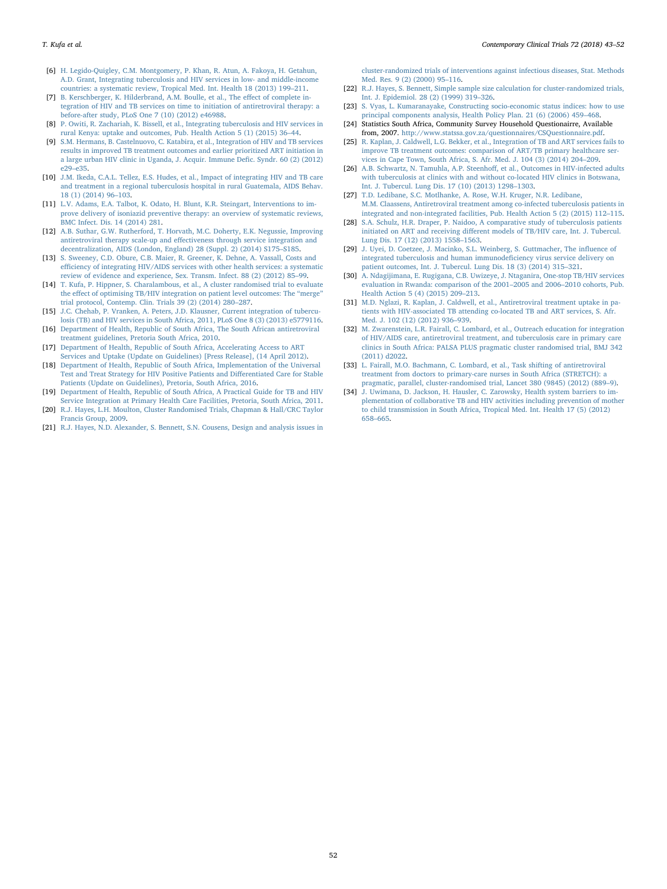[6] H. Legido-Quigley, C.M. Montgomery, P. Khan, R. Atun, A. Fakoya, H. Getahun, A.D. Grant, Integrating tuberculosis and HIV services in low- and middle-income countries: a systematic review, Tropical Med. Int. Health 18 (2013) 199–211.

[7] B. Kerschberger, K. Hilderbrand, A.M. Boulle, et al., The effect of complete integration of HIV and TB services on time to initiation of antiretroviral therapy: a before-after study, PLoS One 7 (10) (2012) e46988.

[8] P. Owiti, R. Zachariah, K. Bissell, et al., Integrating tuberculosis and HIV services in rural Kenya: uptake and outcomes, Pub. Health Action 5 (1) (2015) 36–44.

[9] S.M. Hermans, B. Castelnuovo, C. Katabira, et al., Integration of HIV and TB services results in improved TB treatment outcomes and earlier prioritized ART initiation in a large urban HIV clinic in Uganda, J. Acquir. Immune Defic. Syndr. 60 (2) (2012) e29–e35.

[10] J.M. Ikeda, C.A.L. Tellez, E.S. Hudes, et al., Impact of integrating HIV and TB care and treatment in a regional tuberculosis hospital in rural Guatemala, AIDS Behav. 18 (1) (2014) 96–103.

[11] L.V. Adams, E.A. Talbot, K. Odato, H. Blunt, K.R. Steingart, Interventions to improve delivery of isoniazid preventive therapy: an overview of systematic reviews, BMC Infect. Dis. 14 (2014) 281.

[12] A.B. Suthar, G.W. Rutherford, T. Horvath, M.C. Doherty, E.K. Negussie, Improving antiretroviral therapy scale-up and effectiveness through service integration and decentralization, AIDS (London, England) 28 (Suppl. 2) (2014) S175–S185.

[13] S. Sweeney, C.D. Obure, C.B. Maier, R. Greener, K. Dehne, A. Vassall, Costs and efficiency of integrating HIV/AIDS services with other health services: a systematic review of evidence and experience, Sex. Transm. Infect. 88 (2) (2012) 85–99.

[14] T. Kufa, P. Hippner, S. Charalambous, et al., A cluster randomised trial to evaluate the effect of optimising TB/HIV integration on patient level outcomes: The "merge" trial protocol, Contemp. Clin. Trials 39 (2) (2014) 280–287.

[15] J.C. Chehab, P. Vranken, A. Peters, J.D. Klausner, Current integration of tuberculosis (TB) and HIV services in South Africa, 2011, PLoS One 8 (3) (2013) e5779116.

[16] Department of Health, Republic of South Africa, The South African antiretroviral treatment guidelines, Pretoria South Africa, 2010.

[17] Department of Health, Republic of South Africa, Accelerating Access to ART Services and Uptake (Update on Guidelines) [Press Release], (14 April 2012).

[18] Department of Health, Republic of South Africa, Implementation of the Universal Test and Treat Strategy for HIV Positive Patients and Differentiated Care for Stable Patients (Update on Guidelines), Pretoria, South Africa, 2016.

[19] Department of Health, Republic of South Africa, A Practical Guide for TB and HIV Service Integration at Primary Health Care Facilities, Pretoria, South Africa, 2011.

[20] R.J. Hayes, L.H. Moulton, Cluster Randomised Trials, Chapman & Hall/CRC Taylor Francis Group, 2009.

[21] R.J. Hayes, N.D. Alexander, S. Bennett, S.N. Cousens, Design and analysis issues in cluster-randomized trials of interventions against infectious diseases, Stat. Methods Med. Res. 9 (2) (2000) 95–116.

[22] R.J. Hayes, S. Bennett, Simple sample size calculation for cluster-randomized trials, Int. J. Epidemiol. 28 (2) (1999) 319–326.

[23] S. Vyas, L. Kumaranayake, Constructing socio-economic status indices: how to use principal components analysis, Health Policy Plan. 21 (6) (2006) 459–468.

[24] Statistics South Africa, Community Survey Household Questionaire, Available from, 2007. http://www.statssa.gov.za/questionnaires/CSQuestionnaire.pdf.

[25] R. Kaplan, J. Caldwell, L.G. Bekker, et al., Integration of TB and ART services fails to improve TB treatment outcomes: comparison of ART/TB primary healthcare services in Cape Town, South Africa, S. Afr. Med. J. 104 (3) (2014) 204–209.

[26] A.B. Schwartz, N. Tamuhla, A.P. Steenhoff, et al., Outcomes in HIV-infected adults with tuberculosis at clinics with and without co-located HIV clinics in Botswana, Int. J. Tubercul. Lung Dis. 17 (10) (2013) 1298–1303.

[27] T.D. Ledibane, S.C. Motlhanke, A. Rose, W.H. Kruger, N.R. Ledibane, M.M. Claassens, Antiretroviral treatment among co-infected tuberculosis patients in integrated and non-integrated facilities, Pub. Health Action 5 (2) (2015) 112–115.

[28] S.A. Schulz, H.R. Draper, P. Naidoo, A comparative study of tuberculosis patients initiated on ART and receiving different models of TB/HIV care, Int. J. Tubercul. Lung Dis. 17 (12) (2013) 1558–1563.

[29] J. Uyei, D. Coetzee, J. Macinko, S.L. Weinberg, S. Guttmacher, The influence of integrated tuberculosis and human immunodeficiency virus service delivery on patient outcomes, Int. J. Tubercul. Lung Dis. 18 (3) (2014) 315–321.

[30] A. Ndagijimana, E. Rugigana, C.B. Uwizeye, J. Ntaganira, One-stop TB/HIV services evaluation in Rwanda: comparison of the 2001–2005 and 2006–2010 cohorts, Pub. Health Action 5 (4) (2015) 209–213.

[31] M.D. Nglazi, R. Kaplan, J. Caldwell, et al., Antiretroviral treatment uptake in patients with HIV-associated TB attending co-located TB and ART services, S. Afr. Med. J. 102 (12) (2012) 936–939.

[32] M. Zwarenstein, L.R. Fairall, C. Lombard, et al., Outreach education for integration of HIV/AIDS care, antiretroviral treatment, and tuberculosis care in primary care clinics in South Africa: PALSA PLUS pragmatic cluster randomised trial, BMJ 342 (2011) d2022.

[33] L. Fairall, M.O. Bachmann, C. Lombard, et al., Task shifting of antiretroviral treatment from doctors to primary-care nurses in South Africa (STRETCH): a pragmatic, parallel, cluster-randomised trial, Lancet 380 (9845) (2012) (889–9).

[34] J. Uwimana, D. Jackson, H. Hausler, C. Zarowsky, Health system barriers to implementation of collaborative TB and HIV activities including prevention of mother to child transmission in South Africa, Tropical Med. Int. Health 17 (5) (2012) 658–665.